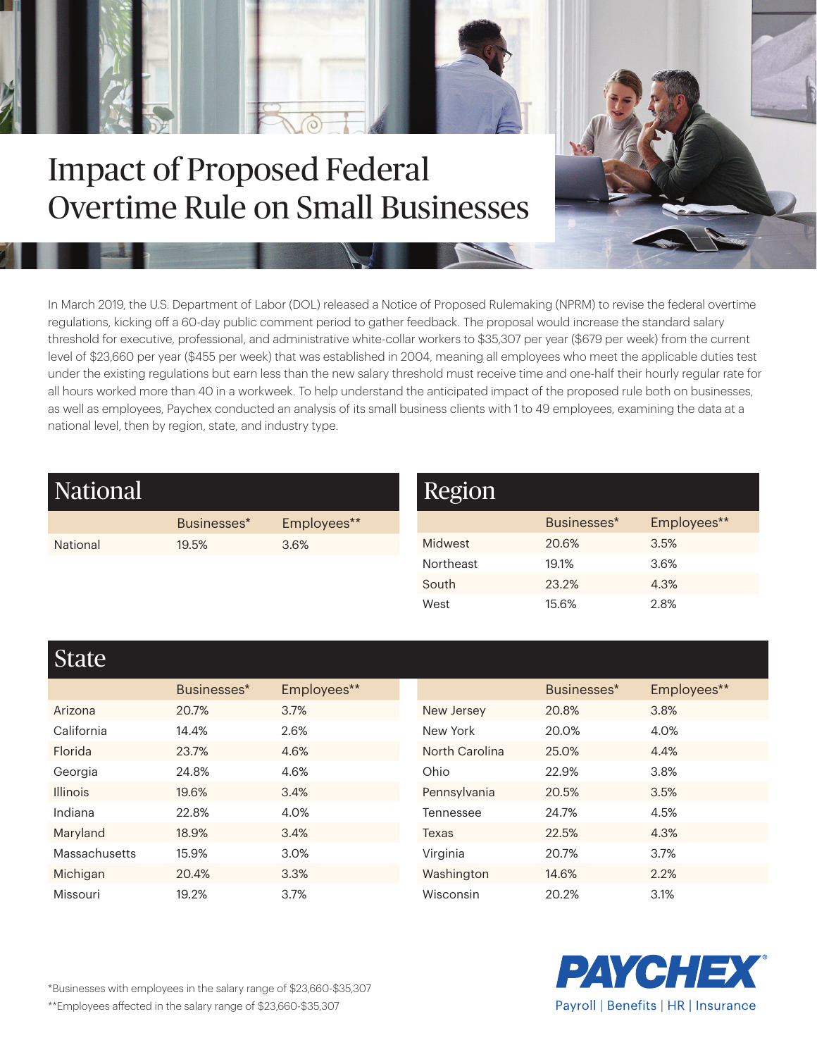# Impact of Proposed Federal Overtime Rule on Small Businesses

In March 2019, the U.S. Department of Labor (DOL) released a Notice of Proposed Rulemaking (NPRM) to revise the federal overtime regulations, kicking off a 60-day public comment period to gather feedback. The proposal would increase the standard salary threshold for executive, professional, and administrative white-collar workers to $35,307 per year ($679 per week) from the current level of $23,660 per year ($455 per week) that was established in 2004, meaning all employees who meet the applicable duties test under the existing regulations but earn less than the new salary threshold must receive time and one-half their hourly regular rate for all hours worked more than 40 in a workweek. To help understand the anticipated impact of the proposed rule both on businesses, as well as employees, Paychex conducted an analysis of its small business clients with 1 to 49 employees, examining the data at a national level, then by region, state, and industry type.

## National

| | Businesses* | Employees** |
|---|---|---|
| National | 19.5% | 3.6% |

## Region

| | Businesses* | Employees** |
|---|---|---|
| Midwest | 20.6% | 3.5% |
| Northeast | 19.1% | 3.6% |
| South | 23.2% | 4.3% |
| West | 15.6% | 2.8% |

## State

| | Businesses* | Employees** |
|---|---|---|
| Arizona | 20.7% | 3.7% |
| California | 14.4% | 2.6% |
| Florida | 23.7% | 4.6% |
| Georgia | 24.8% | 4.6% |
| Illinois | 19.6% | 3.4% |
| Indiana | 22.8% | 4.0% |
| Maryland | 18.9% | 3.4% |
| Massachusetts | 15.9% | 3.0% |
| Michigan | 20.4% | 3.3% |
| Missouri | 19.2% | 3.7% |
| New Jersey | 20.8% | 3.8% |
| New York | 20.0% | 4.0% |
| North Carolina | 25.0% | 4.4% |
| Ohio | 22.9% | 3.8% |
| Pennsylvania | 20.5% | 3.5% |
| Tennessee | 24.7% | 4.5% |
| Texas | 22.5% | 4.3% |
| Virginia | 20.7% | 3.7% |
| Washington | 14.6% | 2.2% |
| Wisconsin | 20.2% | 3.1% |

*Businesses with employees in the salary range of $23,660-$35,307

**Employees affected in the salary range of $23,660-$35,307

PAYCHEX

Payroll | Benefits | HR | Insurance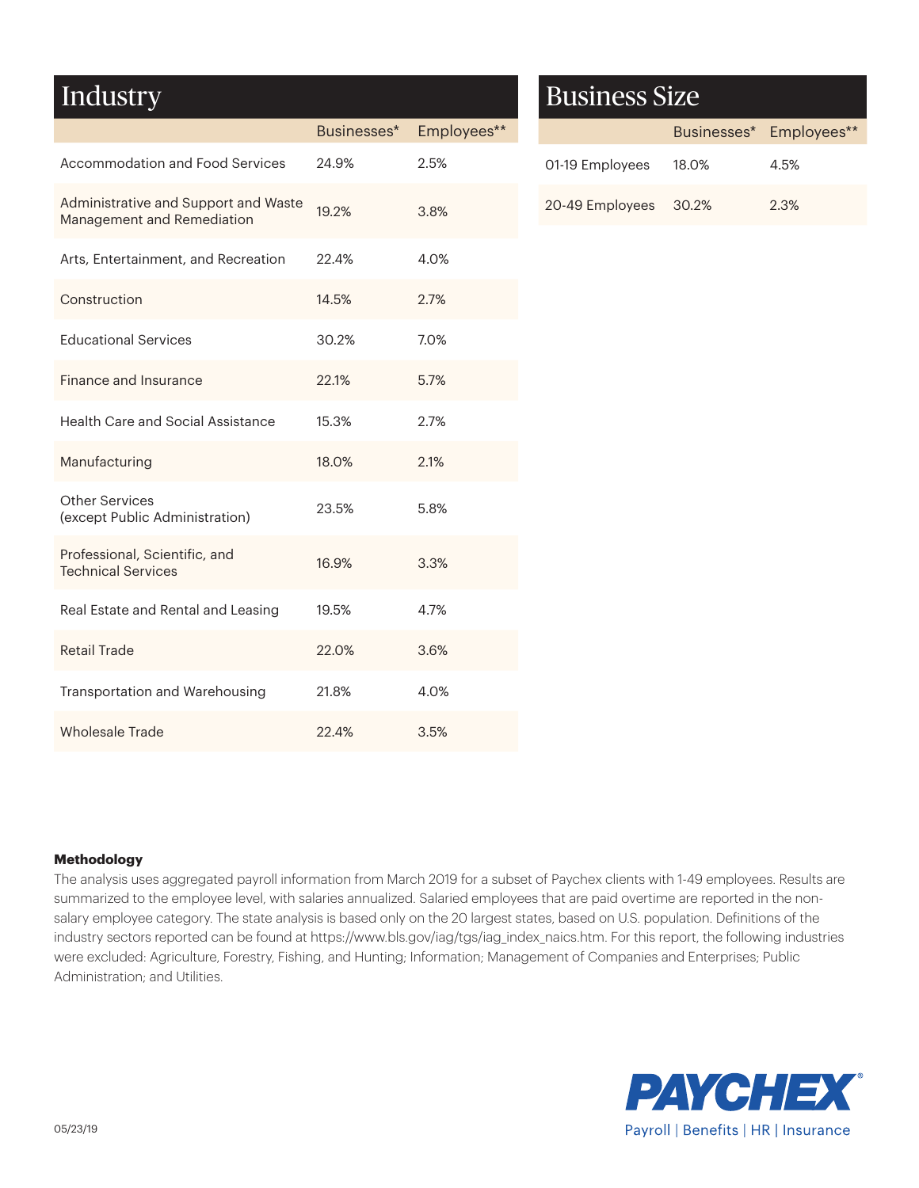## Industry

| | Businesses* | Employees** |
|---|---|---|
| Accommodation and Food Services | 24.9% | 2.5% |
| Administrative and Support and Waste Management and Remediation | 19.2% | 3.8% |
| Arts, Entertainment, and Recreation | 22.4% | 4.0% |
| Construction | 14.5% | 2.7% |
| Educational Services | 30.2% | 7.0% |
| Finance and Insurance | 22.1% | 5.7% |
| Health Care and Social Assistance | 15.3% | 2.7% |
| Manufacturing | 18.0% | 2.1% |
| Other Services (except Public Administration) | 23.5% | 5.8% |
| Professional, Scientific, and Technical Services | 16.9% | 3.3% |
| Real Estate and Rental and Leasing | 19.5% | 4.7% |
| Retail Trade | 22.0% | 3.6% |
| Transportation and Warehousing | 21.8% | 4.0% |
| Wholesale Trade | 22.4% | 3.5% |

## Business Size

| | Businesses* | Employees** |
|---|---|---|
| 01-19 Employees | 18.0% | 4.5% |
| 20-49 Employees | 30.2% | 2.3% |

**Methodology**

The analysis uses aggregated payroll information from March 2019 for a subset of Paychex clients with 1-49 employees. Results are summarized to the employee level, with salaries annualized. Salaried employees that are paid overtime are reported in the non-salary employee category. The state analysis is based only on the 20 largest states, based on U.S. population. Definitions of the industry sectors reported can be found at https://www.bls.gov/iag/tgs/iag_index_naics.htm. For this report, the following industries were excluded: Agriculture, Forestry, Fishing, and Hunting; Information; Management of Companies and Enterprises; Public Administration; and Utilities.

05/23/19

PAYCHEX®

Payroll | Benefits | HR | Insurance